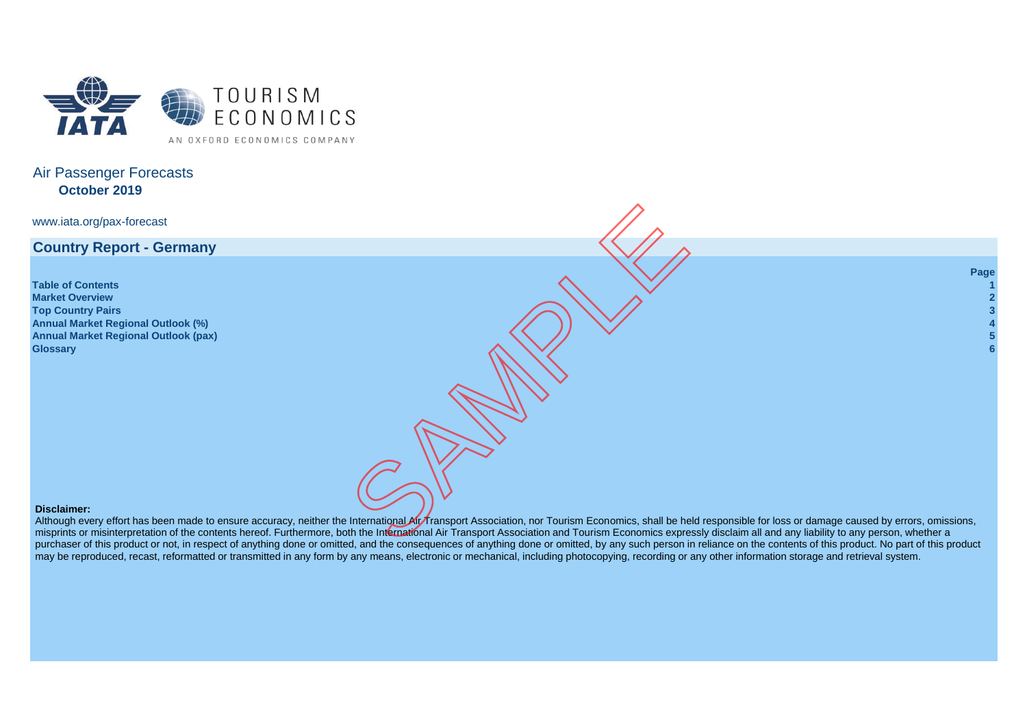IATA | TOURISM ECONOMICS — AN OXFORD ECONOMICS COMPANY

# Air Passenger Forecasts

**October 2019**

www.iata.org/pax-forecast

## Country Report - Germany

| | Page |
|---|---|
| **Table of Contents** | **1** |
| **Market Overview** | **2** |
| **Top Country Pairs** | **3** |
| **Annual Market Regional Outlook (%)** | **4** |
| **Annual Market Regional Outlook (pax)** | **5** |
| **Glossary** | **6** |

**Disclaimer:**

Although every effort has been made to ensure accuracy, neither the International Air Transport Association, nor Tourism Economics, shall be held responsible for loss or damage caused by errors, omissions, misprints or misinterpretation of the contents hereof. Furthermore, both the International Air Transport Association and Tourism Economics expressly disclaim all and any liability to any person, whether a purchaser of this product or not, in respect of anything done or omitted, and the consequences of anything done or omitted, by any such person in reliance on the contents of this product. No part of this product may be reproduced, recast, reformatted or transmitted in any form by any means, electronic or mechanical, including photocopying, recording or any other information storage and retrieval system.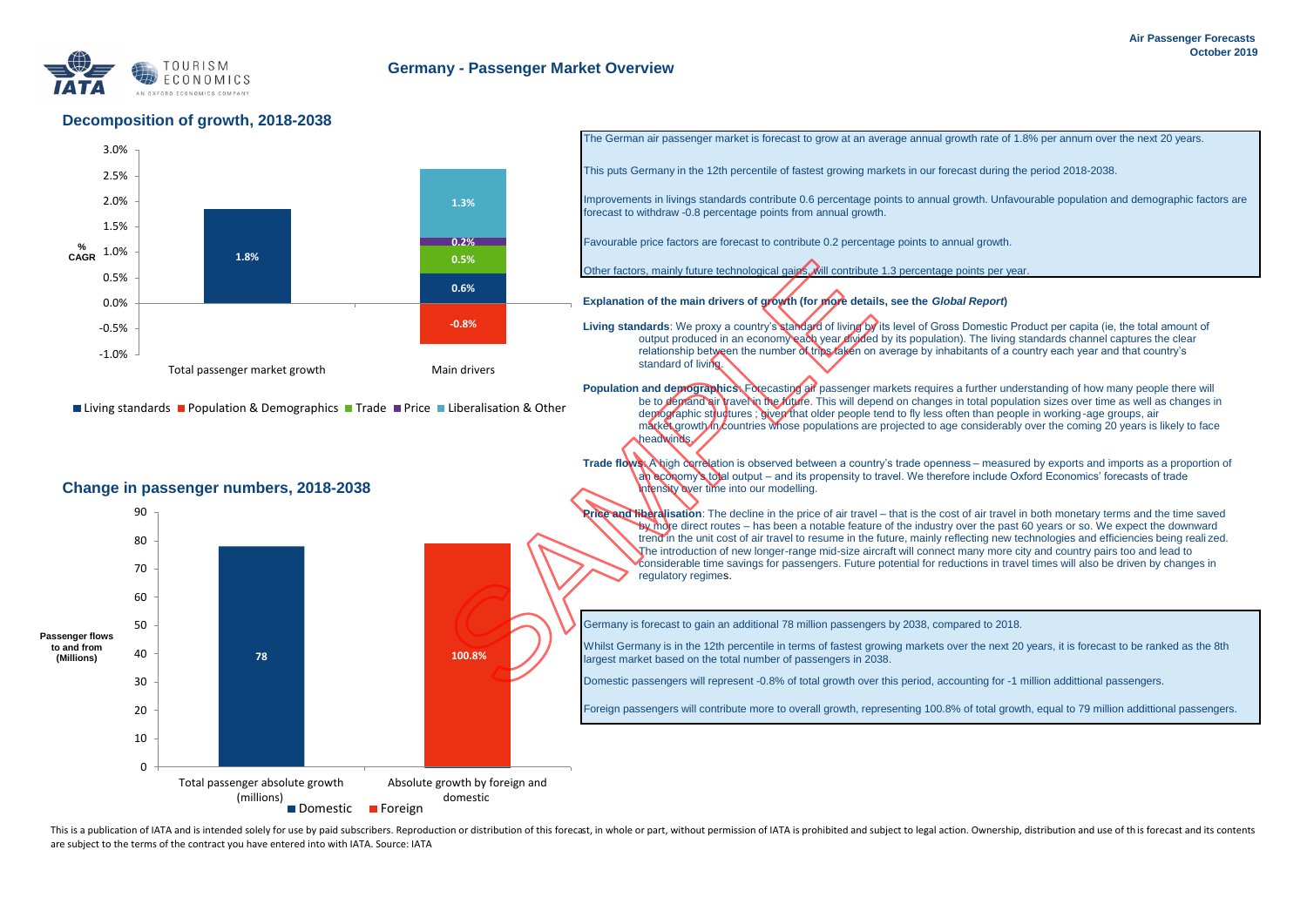# Germany - Passenger Market Overview

## Decomposition of growth, 2018-2038

| % CAGR | Total passenger market growth | Main drivers |
| --- | --- | --- |
| Living standards | 1.8% | 0.6% |
| Population & Demographics | | -0.8% |
| Trade | | 0.5% |
| Price | | 0.2% |
| Liberalisation & Other | | 1.3% |

The German air passenger market is forecast to grow at an average annual growth rate of 1.8% per annum over the next 20 years.

This puts Germany in the 12th percentile of fastest growing markets in our forecast during the period 2018-2038.

Improvements in livings standards contribute 0.6 percentage points to annual growth. Unfavourable population and demographic factors are forecast to withdraw -0.8 percentage points from annual growth.

Favourable price factors are forecast to contribute 0.2 percentage points to annual growth.

Other factors, mainly future technological gains, will contribute 1.3 percentage points per year.

**Explanation of the main drivers of growth (for more details, see the *Global Report*)**

**Living standards**: We proxy a country's standard of living by its level of Gross Domestic Product per capita (ie, the total amount of output produced in an economy each year divided by its population). The living standards channel captures the clear relationship between the number of trips taken on average by inhabitants of a country each year and that country's standard of living.

**Population and demographics**: Forecasting air passenger markets requires a further understanding of how many people there will be to demand air travel in the future. This will depend on changes in total population sizes over time as well as changes in demographic structures ; given that older people tend to fly less often than people in working-age groups, air market growth in countries whose populations are projected to age considerably over the coming 20 years is likely to face headwinds.

**Trade flows**: A high correlation is observed between a country's trade openness – measured by exports and imports as a proportion of an economy's total output – and its propensity to travel. We therefore include Oxford Economics' forecasts of trade intensity over time into our modelling.

**Price and liberalisation**: The decline in the price of air travel – that is the cost of air travel in both monetary terms and the time saved by more direct routes – has been a notable feature of the industry over the past 60 years or so. We expect the downward trend in the unit cost of air travel to resume in the future, mainly reflecting new technologies and efficiencies being realized. The introduction of new longer-range mid-size aircraft will connect many more city and country pairs too and lead to considerable time savings for passengers. Future potential for reductions in travel times will also be driven by changes in regulatory regimes.

## Change in passenger numbers, 2018-2038

| Passenger flows to and from (Millions) | Value |
| --- | --- |
| Total passenger absolute growth (millions) | 78 |
| Absolute growth by foreign and domestic (Foreign) | 100.8% |

Germany is forecast to gain an additional 78 million passengers by 2038, compared to 2018.

Whilst Germany is in the 12th percentile in terms of fastest growing markets over the next 20 years, it is forecast to be ranked as the 8th largest market based on the total number of passengers in 2038.

Domestic passengers will represent -0.8% of total growth over this period, accounting for -1 million addittional passengers.

Foreign passengers will contribute more to overall growth, representing 100.8% of total growth, equal to 79 million addittional passengers.

This is a publication of IATA and is intended solely for use by paid subscribers. Reproduction or distribution of this forecast, in whole or part, without permission of IATA is prohibited and subject to legal action. Ownership, distribution and use of this forecast and its contents are subject to the terms of the contract you have entered into with IATA. Source: IATA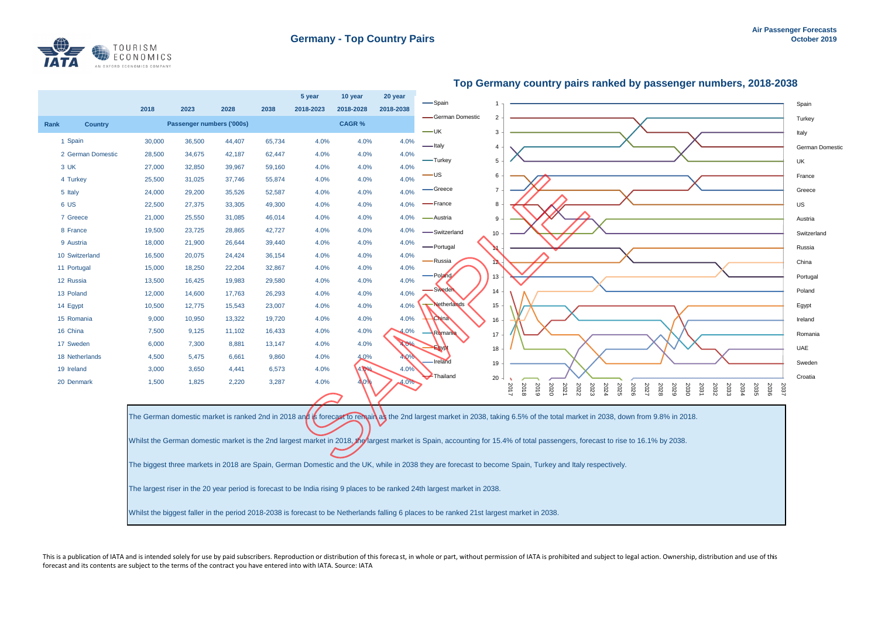# Germany - Top Country Pairs

Air Passenger Forecasts
October 2019

| Rank | Country | 2018 | 2023 | 2028 | 2038 | 5 year 2018-2023 | 10 year 2018-2028 | 20 year 2018-2038 |
|---|---|---|---|---|---|---|---|---|
| | | Passenger numbers ('000s) | | | | CAGR % | | |
| 1 | Spain | 30,000 | 36,500 | 44,407 | 65,734 | 4.0% | 4.0% | 4.0% |
| 2 | German Domestic | 28,500 | 34,675 | 42,187 | 62,447 | 4.0% | 4.0% | 4.0% |
| 3 | UK | 27,000 | 32,850 | 39,967 | 59,160 | 4.0% | 4.0% | 4.0% |
| 4 | Turkey | 25,500 | 31,025 | 37,746 | 55,874 | 4.0% | 4.0% | 4.0% |
| 5 | Italy | 24,000 | 29,200 | 35,526 | 52,587 | 4.0% | 4.0% | 4.0% |
| 6 | US | 22,500 | 27,375 | 33,305 | 49,300 | 4.0% | 4.0% | 4.0% |
| 7 | Greece | 21,000 | 25,550 | 31,085 | 46,014 | 4.0% | 4.0% | 4.0% |
| 8 | France | 19,500 | 23,725 | 28,865 | 42,727 | 4.0% | 4.0% | 4.0% |
| 9 | Austria | 18,000 | 21,900 | 26,644 | 39,440 | 4.0% | 4.0% | 4.0% |
| 10 | Switzerland | 16,500 | 20,075 | 24,424 | 36,154 | 4.0% | 4.0% | 4.0% |
| 11 | Portugal | 15,000 | 18,250 | 22,204 | 32,867 | 4.0% | 4.0% | 4.0% |
| 12 | Russia | 13,500 | 16,425 | 19,983 | 29,580 | 4.0% | 4.0% | 4.0% |
| 13 | Poland | 12,000 | 14,600 | 17,763 | 26,293 | 4.0% | 4.0% | 4.0% |
| 14 | Egypt | 10,500 | 12,775 | 15,543 | 23,007 | 4.0% | 4.0% | 4.0% |
| 15 | Romania | 9,000 | 10,950 | 13,322 | 19,720 | 4.0% | 4.0% | 4.0% |
| 16 | China | 7,500 | 9,125 | 11,102 | 16,433 | 4.0% | 4.0% | 4.0% |
| 17 | Sweden | 6,000 | 7,300 | 8,881 | 13,147 | 4.0% | 4.0% | 4.0% |
| 18 | Netherlands | 4,500 | 5,475 | 6,661 | 9,860 | 4.0% | 4.0% | 4.0% |
| 19 | Ireland | 3,000 | 3,650 | 4,441 | 6,573 | 4.0% | 4.0% | 4.0% |
| 20 | Denmark | 1,500 | 1,825 | 2,220 | 3,287 | 4.0% | 4.0% | 4.0% |

## Top Germany country pairs ranked by passenger numbers, 2018-2038

The German domestic market is ranked 2nd in 2018 and is forecast to remain as the 2nd largest market in 2038, taking 6.5% of the total market in 2038, down from 9.8% in 2018.

Whilst the German domestic market is the 2nd largest market in 2018, the largest market is Spain, accounting for 15.4% of total passengers, forecast to rise to 16.1% by 2038.

The biggest three markets in 2018 are Spain, German Domestic and the UK, while in 2038 they are forecast to become Spain, Turkey and Italy respectively.

The largest riser in the 20 year period is forecast to be India rising 9 places to be ranked 24th largest market in 2038.

Whilst the biggest faller in the period 2018-2038 is forecast to be Netherlands falling 6 places to be ranked 21st largest market in 2038.

This is a publication of IATA and is intended solely for use by paid subscribers. Reproduction or distribution of this forecast, in whole or part, without permission of IATA is prohibited and subject to legal action. Ownership, distribution and use of this forecast and its contents are subject to the terms of the contract you have entered into with IATA. Source: IATA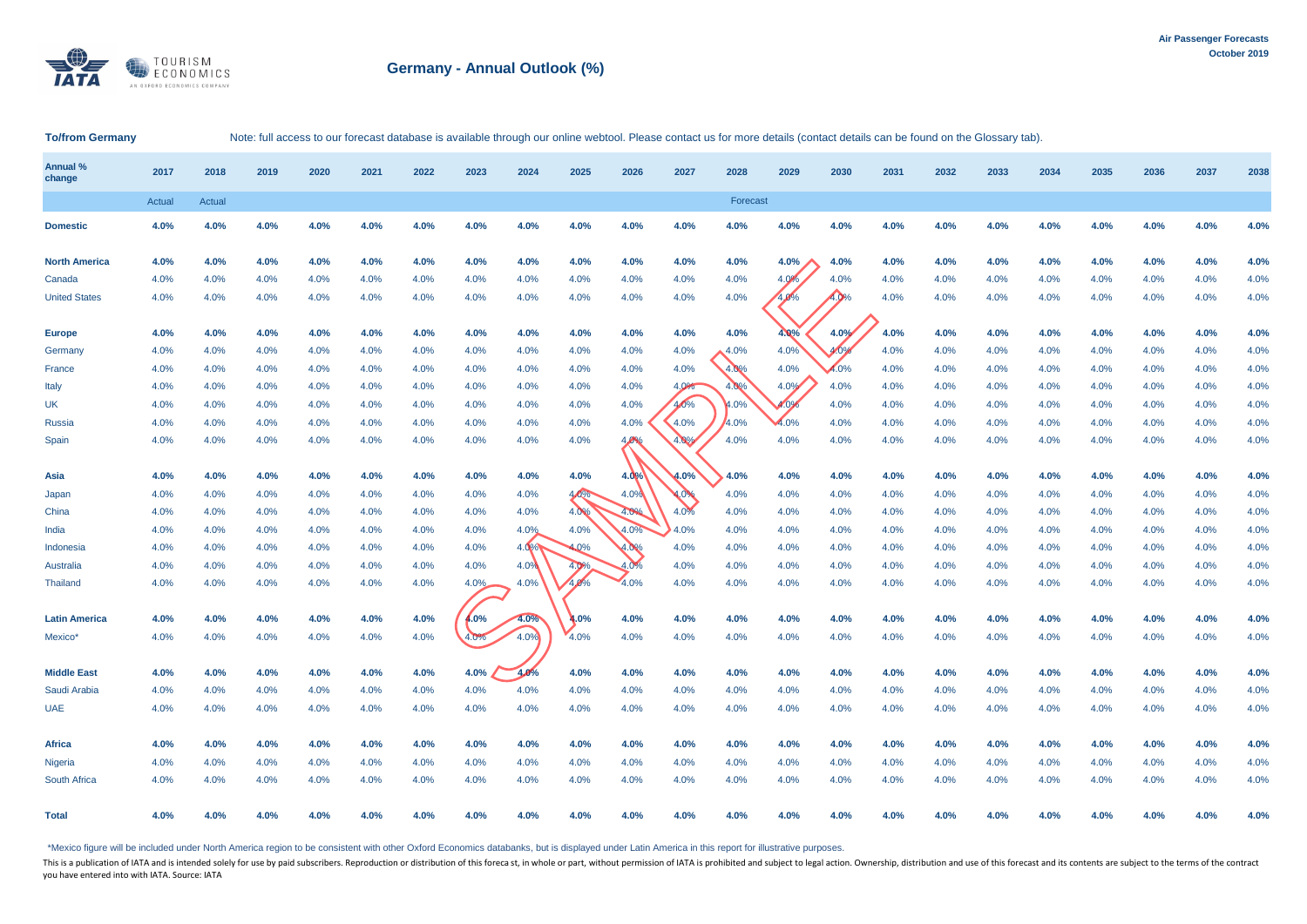**Air Passenger Forecasts**
**October 2019**

# Germany - Annual Outlook (%)

**To/from Germany**

Note: full access to our forecast database is available through our online webtool. Please contact us for more details (contact details can be found on the Glossary tab).

| Annual % change | 2017 | 2018 | 2019 | 2020 | 2021 | 2022 | 2023 | 2024 | 2025 | 2026 | 2027 | 2028 | 2029 | 2030 | 2031 | 2032 | 2033 | 2034 | 2035 | 2036 | 2037 | 2038 |
|---|---|---|---|---|---|---|---|---|---|---|---|---|---|---|---|---|---|---|---|---|---|---|
| | Actual | Actual | | | | | | | | | | Forecast | | | | | | | | | | |
| **Domestic** | **4.0%** | **4.0%** | **4.0%** | **4.0%** | **4.0%** | **4.0%** | **4.0%** | **4.0%** | **4.0%** | **4.0%** | **4.0%** | **4.0%** | **4.0%** | **4.0%** | **4.0%** | **4.0%** | **4.0%** | **4.0%** | **4.0%** | **4.0%** | **4.0%** | **4.0%** |
| **North America** | **4.0%** | **4.0%** | **4.0%** | **4.0%** | **4.0%** | **4.0%** | **4.0%** | **4.0%** | **4.0%** | **4.0%** | **4.0%** | **4.0%** | **4.0%** | **4.0%** | **4.0%** | **4.0%** | **4.0%** | **4.0%** | **4.0%** | **4.0%** | **4.0%** | **4.0%** |
| Canada | 4.0% | 4.0% | 4.0% | 4.0% | 4.0% | 4.0% | 4.0% | 4.0% | 4.0% | 4.0% | 4.0% | 4.0% | 4.0% | 4.0% | 4.0% | 4.0% | 4.0% | 4.0% | 4.0% | 4.0% | 4.0% | 4.0% |
| United States | 4.0% | 4.0% | 4.0% | 4.0% | 4.0% | 4.0% | 4.0% | 4.0% | 4.0% | 4.0% | 4.0% | 4.0% | 4.0% | 4.0% | 4.0% | 4.0% | 4.0% | 4.0% | 4.0% | 4.0% | 4.0% | 4.0% |
| **Europe** | **4.0%** | **4.0%** | **4.0%** | **4.0%** | **4.0%** | **4.0%** | **4.0%** | **4.0%** | **4.0%** | **4.0%** | **4.0%** | **4.0%** | **4.0%** | **4.0%** | **4.0%** | **4.0%** | **4.0%** | **4.0%** | **4.0%** | **4.0%** | **4.0%** | **4.0%** |
| Germany | 4.0% | 4.0% | 4.0% | 4.0% | 4.0% | 4.0% | 4.0% | 4.0% | 4.0% | 4.0% | 4.0% | 4.0% | 4.0% | 4.0% | 4.0% | 4.0% | 4.0% | 4.0% | 4.0% | 4.0% | 4.0% | 4.0% |
| France | 4.0% | 4.0% | 4.0% | 4.0% | 4.0% | 4.0% | 4.0% | 4.0% | 4.0% | 4.0% | 4.0% | 4.0% | 4.0% | 4.0% | 4.0% | 4.0% | 4.0% | 4.0% | 4.0% | 4.0% | 4.0% | 4.0% |
| Italy | 4.0% | 4.0% | 4.0% | 4.0% | 4.0% | 4.0% | 4.0% | 4.0% | 4.0% | 4.0% | 4.0% | 4.0% | 4.0% | 4.0% | 4.0% | 4.0% | 4.0% | 4.0% | 4.0% | 4.0% | 4.0% | 4.0% |
| UK | 4.0% | 4.0% | 4.0% | 4.0% | 4.0% | 4.0% | 4.0% | 4.0% | 4.0% | 4.0% | 4.0% | 4.0% | 4.0% | 4.0% | 4.0% | 4.0% | 4.0% | 4.0% | 4.0% | 4.0% | 4.0% | 4.0% |
| Russia | 4.0% | 4.0% | 4.0% | 4.0% | 4.0% | 4.0% | 4.0% | 4.0% | 4.0% | 4.0% | 4.0% | 4.0% | 4.0% | 4.0% | 4.0% | 4.0% | 4.0% | 4.0% | 4.0% | 4.0% | 4.0% | 4.0% |
| Spain | 4.0% | 4.0% | 4.0% | 4.0% | 4.0% | 4.0% | 4.0% | 4.0% | 4.0% | 4.0% | 4.0% | 4.0% | 4.0% | 4.0% | 4.0% | 4.0% | 4.0% | 4.0% | 4.0% | 4.0% | 4.0% | 4.0% |
| **Asia** | **4.0%** | **4.0%** | **4.0%** | **4.0%** | **4.0%** | **4.0%** | **4.0%** | **4.0%** | **4.0%** | **4.0%** | **4.0%** | **4.0%** | **4.0%** | **4.0%** | **4.0%** | **4.0%** | **4.0%** | **4.0%** | **4.0%** | **4.0%** | **4.0%** | **4.0%** |
| Japan | 4.0% | 4.0% | 4.0% | 4.0% | 4.0% | 4.0% | 4.0% | 4.0% | 4.0% | 4.0% | 4.0% | 4.0% | 4.0% | 4.0% | 4.0% | 4.0% | 4.0% | 4.0% | 4.0% | 4.0% | 4.0% | 4.0% |
| China | 4.0% | 4.0% | 4.0% | 4.0% | 4.0% | 4.0% | 4.0% | 4.0% | 4.0% | 4.0% | 4.0% | 4.0% | 4.0% | 4.0% | 4.0% | 4.0% | 4.0% | 4.0% | 4.0% | 4.0% | 4.0% | 4.0% |
| India | 4.0% | 4.0% | 4.0% | 4.0% | 4.0% | 4.0% | 4.0% | 4.0% | 4.0% | 4.0% | 4.0% | 4.0% | 4.0% | 4.0% | 4.0% | 4.0% | 4.0% | 4.0% | 4.0% | 4.0% | 4.0% | 4.0% |
| Indonesia | 4.0% | 4.0% | 4.0% | 4.0% | 4.0% | 4.0% | 4.0% | 4.0% | 4.0% | 4.0% | 4.0% | 4.0% | 4.0% | 4.0% | 4.0% | 4.0% | 4.0% | 4.0% | 4.0% | 4.0% | 4.0% | 4.0% |
| Australia | 4.0% | 4.0% | 4.0% | 4.0% | 4.0% | 4.0% | 4.0% | 4.0% | 4.0% | 4.0% | 4.0% | 4.0% | 4.0% | 4.0% | 4.0% | 4.0% | 4.0% | 4.0% | 4.0% | 4.0% | 4.0% | 4.0% |
| Thailand | 4.0% | 4.0% | 4.0% | 4.0% | 4.0% | 4.0% | 4.0% | 4.0% | 4.0% | 4.0% | 4.0% | 4.0% | 4.0% | 4.0% | 4.0% | 4.0% | 4.0% | 4.0% | 4.0% | 4.0% | 4.0% | 4.0% |
| **Latin America** | **4.0%** | **4.0%** | **4.0%** | **4.0%** | **4.0%** | **4.0%** | **4.0%** | **4.0%** | **4.0%** | **4.0%** | **4.0%** | **4.0%** | **4.0%** | **4.0%** | **4.0%** | **4.0%** | **4.0%** | **4.0%** | **4.0%** | **4.0%** | **4.0%** | **4.0%** |
| Mexico* | 4.0% | 4.0% | 4.0% | 4.0% | 4.0% | 4.0% | 4.0% | 4.0% | 4.0% | 4.0% | 4.0% | 4.0% | 4.0% | 4.0% | 4.0% | 4.0% | 4.0% | 4.0% | 4.0% | 4.0% | 4.0% | 4.0% |
| **Middle East** | **4.0%** | **4.0%** | **4.0%** | **4.0%** | **4.0%** | **4.0%** | **4.0%** | **4.0%** | **4.0%** | **4.0%** | **4.0%** | **4.0%** | **4.0%** | **4.0%** | **4.0%** | **4.0%** | **4.0%** | **4.0%** | **4.0%** | **4.0%** | **4.0%** | **4.0%** |
| Saudi Arabia | 4.0% | 4.0% | 4.0% | 4.0% | 4.0% | 4.0% | 4.0% | 4.0% | 4.0% | 4.0% | 4.0% | 4.0% | 4.0% | 4.0% | 4.0% | 4.0% | 4.0% | 4.0% | 4.0% | 4.0% | 4.0% | 4.0% |
| UAE | 4.0% | 4.0% | 4.0% | 4.0% | 4.0% | 4.0% | 4.0% | 4.0% | 4.0% | 4.0% | 4.0% | 4.0% | 4.0% | 4.0% | 4.0% | 4.0% | 4.0% | 4.0% | 4.0% | 4.0% | 4.0% | 4.0% |
| **Africa** | **4.0%** | **4.0%** | **4.0%** | **4.0%** | **4.0%** | **4.0%** | **4.0%** | **4.0%** | **4.0%** | **4.0%** | **4.0%** | **4.0%** | **4.0%** | **4.0%** | **4.0%** | **4.0%** | **4.0%** | **4.0%** | **4.0%** | **4.0%** | **4.0%** | **4.0%** |
| Nigeria | 4.0% | 4.0% | 4.0% | 4.0% | 4.0% | 4.0% | 4.0% | 4.0% | 4.0% | 4.0% | 4.0% | 4.0% | 4.0% | 4.0% | 4.0% | 4.0% | 4.0% | 4.0% | 4.0% | 4.0% | 4.0% | 4.0% |
| South Africa | 4.0% | 4.0% | 4.0% | 4.0% | 4.0% | 4.0% | 4.0% | 4.0% | 4.0% | 4.0% | 4.0% | 4.0% | 4.0% | 4.0% | 4.0% | 4.0% | 4.0% | 4.0% | 4.0% | 4.0% | 4.0% | 4.0% |
| **Total** | **4.0%** | **4.0%** | **4.0%** | **4.0%** | **4.0%** | **4.0%** | **4.0%** | **4.0%** | **4.0%** | **4.0%** | **4.0%** | **4.0%** | **4.0%** | **4.0%** | **4.0%** | **4.0%** | **4.0%** | **4.0%** | **4.0%** | **4.0%** | **4.0%** | **4.0%** |

*Mexico figure will be included under North America region to be consistent with other Oxford Economics databanks, but is displayed under Latin America in this report for illustrative purposes.

This is a publication of IATA and is intended solely for use by paid subscribers. Reproduction or distribution of this foreca st, in whole or part, without permission of IATA is prohibited and subject to legal action. Ownership, distribution and use of this forecast and its contents are subject to the terms of the contract you have entered into with IATA. Source: IATA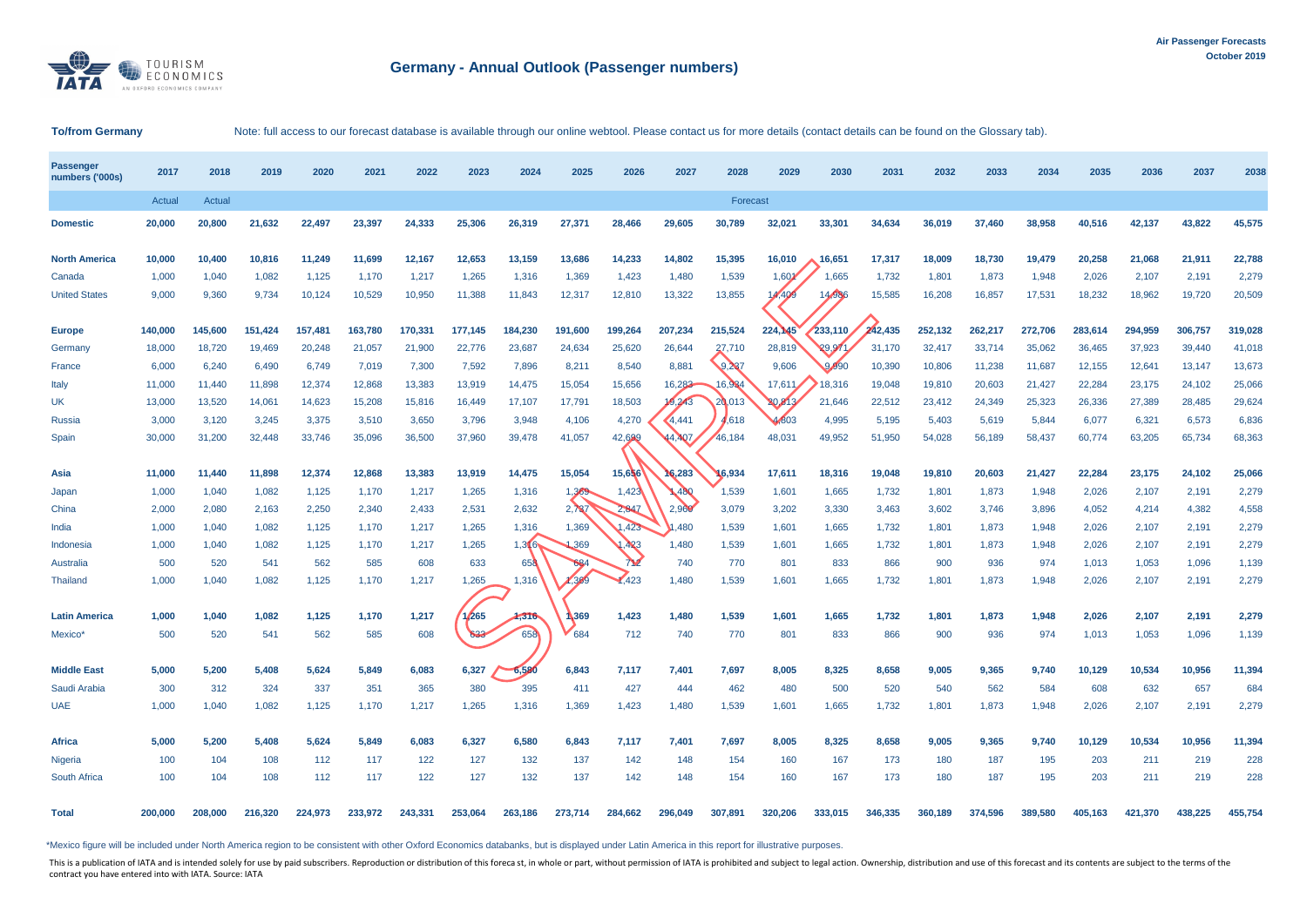# Germany - Annual Outlook (Passenger numbers)

Air Passenger Forecasts
October 2019

**To/from Germany**

Note: full access to our forecast database is available through our online webtool. Please contact us for more details (contact details can be found on the Glossary tab).

| Passenger numbers ('000s) | 2017 | 2018 | 2019 | 2020 | 2021 | 2022 | 2023 | 2024 | 2025 | 2026 | 2027 | 2028 | 2029 | 2030 | 2031 | 2032 | 2033 | 2034 | 2035 | 2036 | 2037 | 2038 |
|---|---|---|---|---|---|---|---|---|---|---|---|---|---|---|---|---|---|---|---|---|---|---|
| | Actual | Actual | | | | | | | | | | Forecast | | | | | | | | | | |
| **Domestic** | **20,000** | **20,800** | **21,632** | **22,497** | **23,397** | **24,333** | **25,306** | **26,319** | **27,371** | **28,466** | **29,605** | **30,789** | **32,021** | **33,301** | **34,634** | **36,019** | **37,460** | **38,958** | **40,516** | **42,137** | **43,822** | **45,575** |
| **North America** | **10,000** | **10,400** | **10,816** | **11,249** | **11,699** | **12,167** | **12,653** | **13,159** | **13,686** | **14,233** | **14,802** | **15,395** | **16,010** | **16,651** | **17,317** | **18,009** | **18,730** | **19,479** | **20,258** | **21,068** | **21,911** | **22,788** |
| Canada | 1,000 | 1,040 | 1,082 | 1,125 | 1,170 | 1,217 | 1,265 | 1,316 | 1,369 | 1,423 | 1,480 | 1,539 | 1,601 | 1,665 | 1,732 | 1,801 | 1,873 | 1,948 | 2,026 | 2,107 | 2,191 | 2,279 |
| United States | 9,000 | 9,360 | 9,734 | 10,124 | 10,529 | 10,950 | 11,388 | 11,843 | 12,317 | 12,810 | 13,322 | 13,855 | 14,409 | 14,986 | 15,585 | 16,208 | 16,857 | 17,531 | 18,232 | 18,962 | 19,720 | 20,509 |
| **Europe** | **140,000** | **145,600** | **151,424** | **157,481** | **163,780** | **170,331** | **177,145** | **184,230** | **191,600** | **199,264** | **207,234** | **215,524** | **224,145** | **233,110** | **242,435** | **252,132** | **262,217** | **272,706** | **283,614** | **294,959** | **306,757** | **319,028** |
| Germany | 18,000 | 18,720 | 19,469 | 20,248 | 21,057 | 21,900 | 22,776 | 23,687 | 24,634 | 25,620 | 26,644 | 27,710 | 28,819 | 29,971 | 31,170 | 32,417 | 33,714 | 35,062 | 36,465 | 37,923 | 39,440 | 41,018 |
| France | 6,000 | 6,240 | 6,490 | 6,749 | 7,019 | 7,300 | 7,592 | 7,896 | 8,211 | 8,540 | 8,881 | 9,237 | 9,606 | 9,990 | 10,390 | 10,806 | 11,238 | 11,687 | 12,155 | 12,641 | 13,147 | 13,673 |
| Italy | 11,000 | 11,440 | 11,898 | 12,374 | 12,868 | 13,383 | 13,919 | 14,475 | 15,054 | 15,656 | 16,283 | 16,934 | 17,611 | 18,316 | 19,048 | 19,810 | 20,603 | 21,427 | 22,284 | 23,175 | 24,102 | 25,066 |
| UK | 13,000 | 13,520 | 14,061 | 14,623 | 15,208 | 15,816 | 16,449 | 17,107 | 17,791 | 18,503 | 19,243 | 20,013 | 20,813 | 21,646 | 22,512 | 23,412 | 24,349 | 25,323 | 26,336 | 27,389 | 28,485 | 29,624 |
| Russia | 3,000 | 3,120 | 3,245 | 3,375 | 3,510 | 3,650 | 3,796 | 3,948 | 4,106 | 4,270 | 4,441 | 4,618 | 4,803 | 4,995 | 5,195 | 5,403 | 5,619 | 5,844 | 6,077 | 6,321 | 6,573 | 6,836 |
| Spain | 30,000 | 31,200 | 32,448 | 33,746 | 35,096 | 36,500 | 37,960 | 39,478 | 41,057 | 42,699 | 44,407 | 46,184 | 48,031 | 49,952 | 51,950 | 54,028 | 56,189 | 58,437 | 60,774 | 63,205 | 65,734 | 68,363 |
| **Asia** | **11,000** | **11,440** | **11,898** | **12,374** | **12,868** | **13,383** | **13,919** | **14,475** | **15,054** | **15,656** | **16,283** | **16,934** | **17,611** | **18,316** | **19,048** | **19,810** | **20,603** | **21,427** | **22,284** | **23,175** | **24,102** | **25,066** |
| Japan | 1,000 | 1,040 | 1,082 | 1,125 | 1,170 | 1,217 | 1,265 | 1,316 | 1,369 | 1,423 | 1,480 | 1,539 | 1,601 | 1,665 | 1,732 | 1,801 | 1,873 | 1,948 | 2,026 | 2,107 | 2,191 | 2,279 |
| China | 2,000 | 2,080 | 2,163 | 2,250 | 2,340 | 2,433 | 2,531 | 2,632 | 2,737 | 2,847 | 2,960 | 3,079 | 3,202 | 3,330 | 3,463 | 3,602 | 3,746 | 3,896 | 4,052 | 4,214 | 4,382 | 4,558 |
| India | 1,000 | 1,040 | 1,082 | 1,125 | 1,170 | 1,217 | 1,265 | 1,316 | 1,369 | 1,423 | 1,480 | 1,539 | 1,601 | 1,665 | 1,732 | 1,801 | 1,873 | 1,948 | 2,026 | 2,107 | 2,191 | 2,279 |
| Indonesia | 1,000 | 1,040 | 1,082 | 1,125 | 1,170 | 1,217 | 1,265 | 1,316 | 1,369 | 1,423 | 1,480 | 1,539 | 1,601 | 1,665 | 1,732 | 1,801 | 1,873 | 1,948 | 2,026 | 2,107 | 2,191 | 2,279 |
| Australia | 500 | 520 | 541 | 562 | 585 | 608 | 633 | 658 | 684 | 712 | 740 | 770 | 801 | 833 | 866 | 900 | 936 | 974 | 1,013 | 1,053 | 1,096 | 1,139 |
| Thailand | 1,000 | 1,040 | 1,082 | 1,125 | 1,170 | 1,217 | 1,265 | 1,316 | 1,369 | 1,423 | 1,480 | 1,539 | 1,601 | 1,665 | 1,732 | 1,801 | 1,873 | 1,948 | 2,026 | 2,107 | 2,191 | 2,279 |
| **Latin America** | **1,000** | **1,040** | **1,082** | **1,125** | **1,170** | **1,217** | **1,265** | **1,316** | **1,369** | **1,423** | **1,480** | **1,539** | **1,601** | **1,665** | **1,732** | **1,801** | **1,873** | **1,948** | **2,026** | **2,107** | **2,191** | **2,279** |
| Mexico* | 500 | 520 | 541 | 562 | 585 | 608 | 633 | 658 | 684 | 712 | 740 | 770 | 801 | 833 | 866 | 900 | 936 | 974 | 1,013 | 1,053 | 1,096 | 1,139 |
| **Middle East** | **5,000** | **5,200** | **5,408** | **5,624** | **5,849** | **6,083** | **6,327** | **6,580** | **6,843** | **7,117** | **7,401** | **7,697** | **8,005** | **8,325** | **8,658** | **9,005** | **9,365** | **9,740** | **10,129** | **10,534** | **10,956** | **11,394** |
| Saudi Arabia | 300 | 312 | 324 | 337 | 351 | 365 | 380 | 395 | 411 | 427 | 444 | 462 | 480 | 500 | 520 | 540 | 562 | 584 | 608 | 632 | 657 | 684 |
| UAE | 1,000 | 1,040 | 1,082 | 1,125 | 1,170 | 1,217 | 1,265 | 1,316 | 1,369 | 1,423 | 1,480 | 1,539 | 1,601 | 1,665 | 1,732 | 1,801 | 1,873 | 1,948 | 2,026 | 2,107 | 2,191 | 2,279 |
| **Africa** | **5,000** | **5,200** | **5,408** | **5,624** | **5,849** | **6,083** | **6,327** | **6,580** | **6,843** | **7,117** | **7,401** | **7,697** | **8,005** | **8,325** | **8,658** | **9,005** | **9,365** | **9,740** | **10,129** | **10,534** | **10,956** | **11,394** |
| Nigeria | 100 | 104 | 108 | 112 | 117 | 122 | 127 | 132 | 137 | 142 | 148 | 154 | 160 | 167 | 173 | 180 | 187 | 195 | 203 | 211 | 219 | 228 |
| South Africa | 100 | 104 | 108 | 112 | 117 | 122 | 127 | 132 | 137 | 142 | 148 | 154 | 160 | 167 | 173 | 180 | 187 | 195 | 203 | 211 | 219 | 228 |
| **Total** | **200,000** | **208,000** | **216,320** | **224,973** | **233,972** | **243,331** | **253,064** | **263,186** | **273,714** | **284,662** | **296,049** | **307,891** | **320,206** | **333,015** | **346,335** | **360,189** | **374,596** | **389,580** | **405,163** | **421,370** | **438,225** | **455,754** |

*Mexico figure will be included under North America region to be consistent with other Oxford Economics databanks, but is displayed under Latin America in this report for illustrative purposes.

This is a publication of IATA and is intended solely for use by paid subscribers. Reproduction or distribution of this foreca st, in whole or part, without permission of IATA is prohibited and subject to legal action. Ownership, distribution and use of this forecast and its contents are subject to the terms of the contract you have entered into with IATA. Source: IATA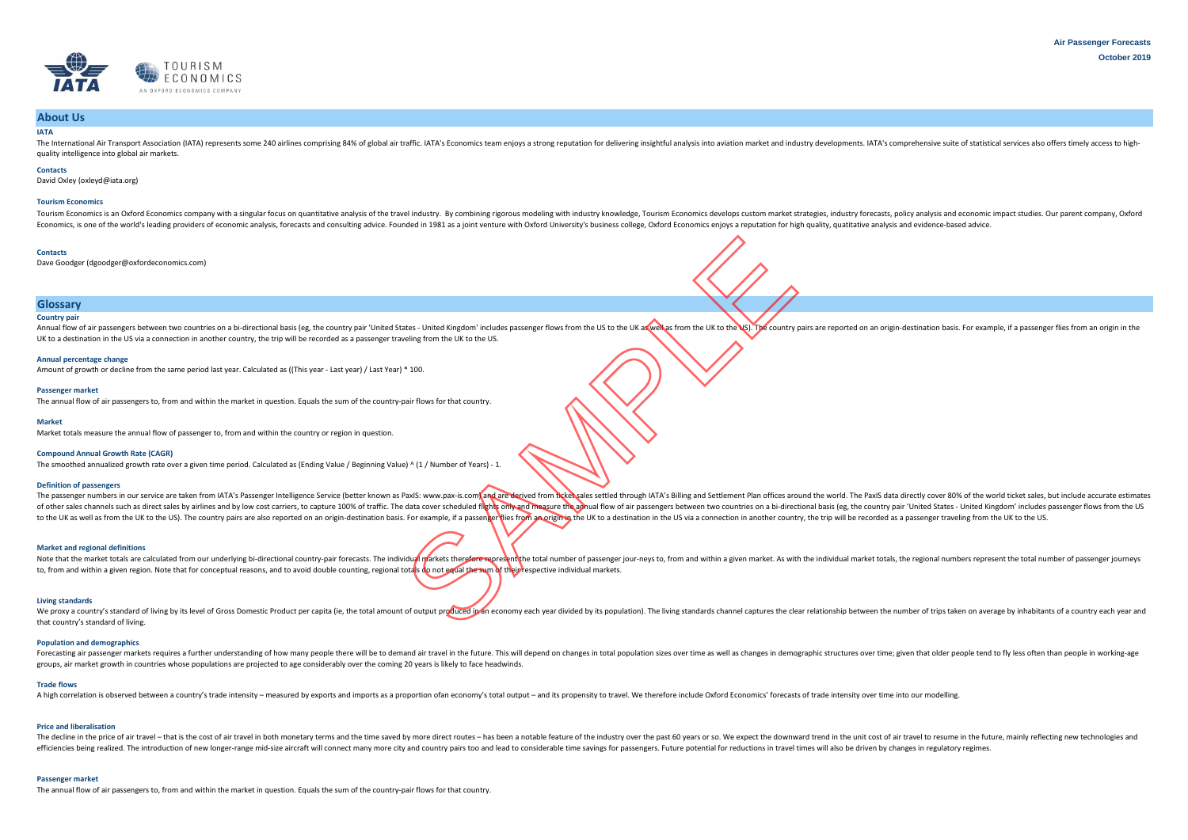Air Passenger Forecasts

October 2019

## About Us

### IATA

The International Air Transport Association (IATA) represents some 240 airlines comprising 84% of global air traffic. IATA's Economics team enjoys a strong reputation for delivering insightful analysis into aviation market and industry developments. IATA's comprehensive suite of statistical services also offers timely access to high-quality intelligence into global air markets.

**Contacts**

David Oxley (oxleyd@iata.org)

### Tourism Economics

Tourism Economics is an Oxford Economics company with a singular focus on quantitative analysis of the travel industry. By combining rigorous modeling with industry knowledge, Tourism Economics develops custom market strategies, industry forecasts, policy analysis and economic impact studies. Our parent company, Oxford Economics, is one of the world's leading providers of economic analysis, forecasts and consulting advice. Founded in 1981 as a joint venture with Oxford University's business college, Oxford Economics enjoys a reputation for high quality, quatitative analysis and evidence-based advice.

**Contacts**

Dave Goodger (dgoodger@oxfordeconomics.com)

## Glossary

**Country pair**

Annual flow of air passengers between two countries on a bi-directional basis (eg, the country pair 'United States - United Kingdom' includes passenger flows from the US to the UK as well as from the UK to the US). The country pairs are reported on an origin-destination basis. For example, if a passenger flies from an origin in the UK to a destination in the US via a connection in another country, the trip will be recorded as a passenger traveling from the UK to the US.

**Annual percentage change**

Amount of growth or decline from the same period last year. Calculated as ((This year - Last year) / Last Year) * 100.

**Passenger market**

The annual flow of air passengers to, from and within the market in question. Equals the sum of the country-pair flows for that country.

**Market**

Market totals measure the annual flow of passenger to, from and within the country or region in question.

**Compound Annual Growth Rate (CAGR)**

The smoothed annualized growth rate over a given time period. Calculated as (Ending Value / Beginning Value) ^ (1 / Number of Years) - 1.

**Definition of passengers**

The passenger numbers in our service are taken from IATA's Passenger Intelligence Service (better known as PaxIS: www.pax-is.com) and are derived from ticket sales settled through IATA's Billing and Settlement Plan offices around the world. The PaxIS data directly cover 80% of the world ticket sales, but include accurate estimates of other sales channels such as direct sales by airlines and by low cost carriers, to capture 100% of traffic. The data cover scheduled flights only and measure the annual flow of air passengers between two countries on a bi-directional basis (eg, the country pair 'United States - United Kingdom' includes passenger flows from the US to the UK as well as from the UK to the US). The country pairs are also reported on an origin-destination basis. For example, if a passenger flies from an origin in the UK to a destination in the US via a connection in another country, the trip will be recorded as a passenger traveling from the UK to the US.

**Market and regional definitions**

Note that the market totals are calculated from our underlying bi-directional country-pair forecasts. The individual markets therefore represent the total number of passenger jour-neys to, from and within a given market. As with the individual market totals, the regional numbers represent the total number of passenger journeys to, from and within a given region. Note that for conceptual reasons, and to avoid double counting, regional totals do not equal the sum of their respective individual markets.

**Living standards**

We proxy a country's standard of living by its level of Gross Domestic Product per capita (ie, the total amount of output produced in an economy each year divided by its population). The living standards channel captures the clear relationship between the number of trips taken on average by inhabitants of a country each year and that country's standard of living.

**Population and demographics**

Forecasting air passenger markets requires a further understanding of how many people there will be to demand air travel in the future. This will depend on changes in total population sizes over time as well as changes in demographic structures over time; given that older people tend to fly less often than people in working-age groups, air market growth in countries whose populations are projected to age considerably over the coming 20 years is likely to face headwinds.

**Trade flows**

A high correlation is observed between a country's trade intensity – measured by exports and imports as a proportion ofan economy's total output – and its propensity to travel. We therefore include Oxford Economics' forecasts of trade intensity over time into our modelling.

**Price and liberalisation**

The decline in the price of air travel – that is the cost of air travel in both monetary terms and the time saved by more direct routes – has been a notable feature of the industry over the past 60 years or so. We expect the downward trend in the unit cost of air travel to resume in the future, mainly reflecting new technologies and efficiencies being realized. The introduction of new longer-range mid-size aircraft will connect many more city and country pairs too and lead to considerable time savings for passengers. Future potential for reductions in travel times will also be driven by changes in regulatory regimes.

**Passenger market**

The annual flow of air passengers to, from and within the market in question. Equals the sum of the country-pair flows for that country.